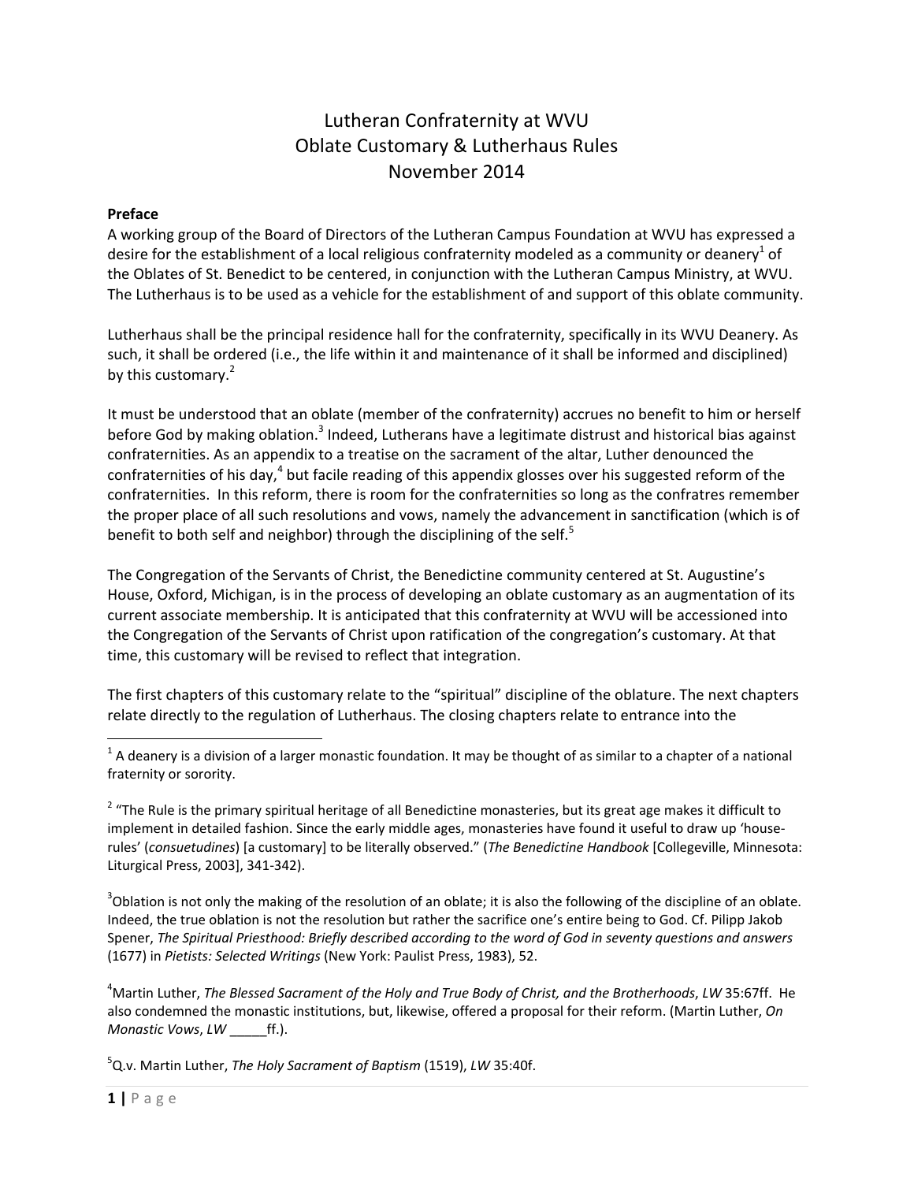# Lutheran Confraternity at WVU
# Oblate Customary & Lutherhaus Rules
# November 2014

**Preface**

A working group of the Board of Directors of the Lutheran Campus Foundation at WVU has expressed a desire for the establishment of a local religious confraternity modeled as a community or deanery[1] of the Oblates of St. Benedict to be centered, in conjunction with the Lutheran Campus Ministry, at WVU. The Lutherhaus is to be used as a vehicle for the establishment of and support of this oblate community.

Lutherhaus shall be the principal residence hall for the confraternity, specifically in its WVU Deanery. As such, it shall be ordered (i.e., the life within it and maintenance of it shall be informed and disciplined) by this customary.[2]

It must be understood that an oblate (member of the confraternity) accrues no benefit to him or herself before God by making oblation.[3] Indeed, Lutherans have a legitimate distrust and historical bias against confraternities. As an appendix to a treatise on the sacrament of the altar, Luther denounced the confraternities of his day,[4] but facile reading of this appendix glosses over his suggested reform of the confraternities. In this reform, there is room for the confraternities so long as the confratres remember the proper place of all such resolutions and vows, namely the advancement in sanctification (which is of benefit to both self and neighbor) through the disciplining of the self.[5]

The Congregation of the Servants of Christ, the Benedictine community centered at St. Augustine's House, Oxford, Michigan, is in the process of developing an oblate customary as an augmentation of its current associate membership. It is anticipated that this confraternity at WVU will be accessioned into the Congregation of the Servants of Christ upon ratification of the congregation's customary. At that time, this customary will be revised to reflect that integration.

The first chapters of this customary relate to the "spiritual" discipline of the oblature. The next chapters relate directly to the regulation of Lutherhaus. The closing chapters relate to entrance into the

---

[1] A deanery is a division of a larger monastic foundation. It may be thought of as similar to a chapter of a national fraternity or sorority.

[2] "The Rule is the primary spiritual heritage of all Benedictine monasteries, but its great age makes it difficult to implement in detailed fashion. Since the early middle ages, monasteries have found it useful to draw up 'house-rules' (*consuetudines*) [a customary] to be literally observed." (*The Benedictine Handbook* [Collegeville, Minnesota: Liturgical Press, 2003], 341-342).

[3] Oblation is not only the making of the resolution of an oblate; it is also the following of the discipline of an oblate. Indeed, the true oblation is not the resolution but rather the sacrifice one's entire being to God. Cf. Philipp Jakob Spener, *The Spiritual Priesthood: Briefly described according to the word of God in seventy questions and answers* (1677) in *Pietists: Selected Writings* (New York: Paulist Press, 1983), 52.

[4] Martin Luther, *The Blessed Sacrament of the Holy and True Body of Christ, and the Brotherhoods*, *LW* 35:67ff. He also condemned the monastic institutions, but, likewise, offered a proposal for their reform. (Martin Luther, *On Monastic Vows*, *LW* _____ff.).

[5] Q.v. Martin Luther, *The Holy Sacrament of Baptism* (1519), *LW* 35:40f.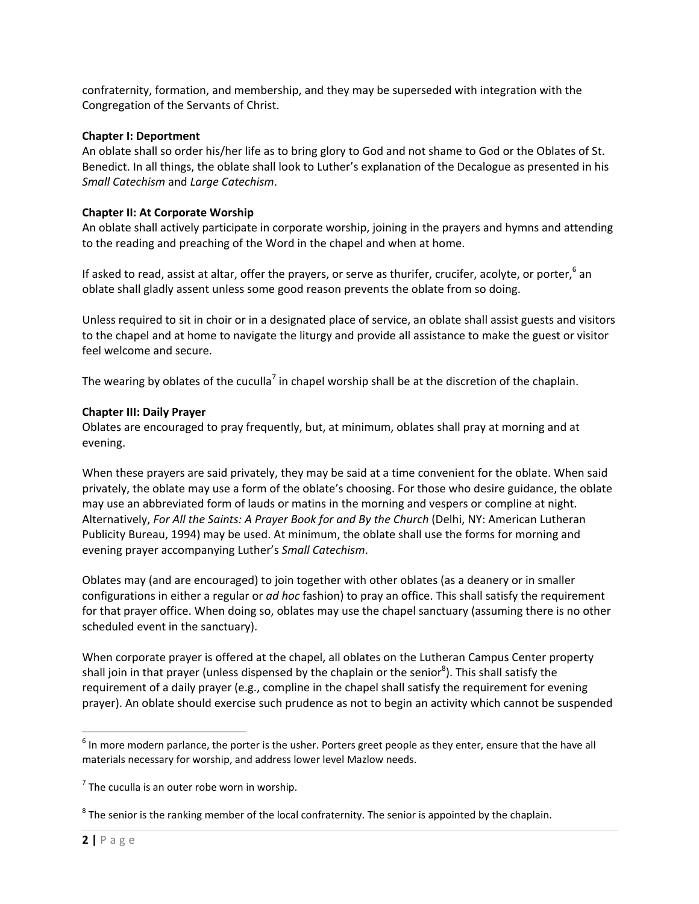confraternity, formation, and membership, and they may be superseded with integration with the Congregation of the Servants of Christ.

**Chapter I: Deportment**
An oblate shall so order his/her life as to bring glory to God and not shame to God or the Oblates of St. Benedict. In all things, the oblate shall look to Luther's explanation of the Decalogue as presented in his *Small Catechism* and *Large Catechism*.

**Chapter II: At Corporate Worship**
An oblate shall actively participate in corporate worship, joining in the prayers and hymns and attending to the reading and preaching of the Word in the chapel and when at home.

If asked to read, assist at altar, offer the prayers, or serve as thurifer, crucifer, acolyte, or porter,[6] an oblate shall gladly assent unless some good reason prevents the oblate from so doing.

Unless required to sit in choir or in a designated place of service, an oblate shall assist guests and visitors to the chapel and at home to navigate the liturgy and provide all assistance to make the guest or visitor feel welcome and secure.

The wearing by oblates of the cuculla[7] in chapel worship shall be at the discretion of the chaplain.

**Chapter III: Daily Prayer**
Oblates are encouraged to pray frequently, but, at minimum, oblates shall pray at morning and at evening.

When these prayers are said privately, they may be said at a time convenient for the oblate. When said privately, the oblate may use a form of the oblate's choosing. For those who desire guidance, the oblate may use an abbreviated form of lauds or matins in the morning and vespers or compline at night. Alternatively, *For All the Saints: A Prayer Book for and By the Church* (Delhi, NY: American Lutheran Publicity Bureau, 1994) may be used. At minimum, the oblate shall use the forms for morning and evening prayer accompanying Luther's *Small Catechism*.

Oblates may (and are encouraged) to join together with other oblates (as a deanery or in smaller configurations in either a regular or *ad hoc* fashion) to pray an office. This shall satisfy the requirement for that prayer office. When doing so, oblates may use the chapel sanctuary (assuming there is no other scheduled event in the sanctuary).

When corporate prayer is offered at the chapel, all oblates on the Lutheran Campus Center property shall join in that prayer (unless dispensed by the chaplain or the senior[8]). This shall satisfy the requirement of a daily prayer (e.g., compline in the chapel shall satisfy the requirement for evening prayer). An oblate should exercise such prudence as not to begin an activity which cannot be suspended

---

[6] In more modern parlance, the porter is the usher. Porters greet people as they enter, ensure that the have all materials necessary for worship, and address lower level Mazlow needs.

[7] The cuculla is an outer robe worn in worship.

[8] The senior is the ranking member of the local confraternity. The senior is appointed by the chaplain.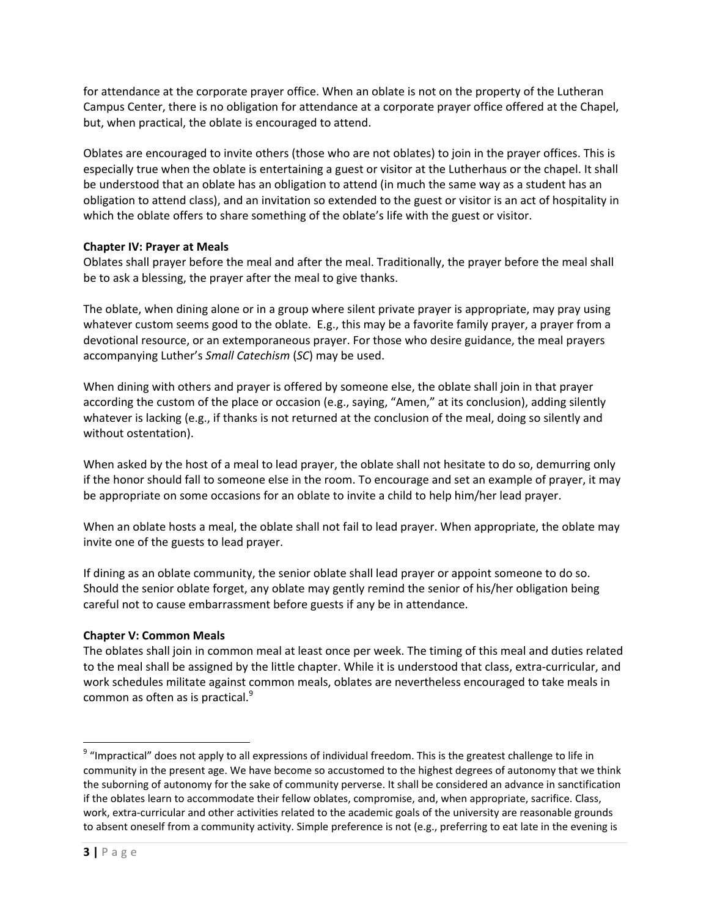for attendance at the corporate prayer office. When an oblate is not on the property of the Lutheran Campus Center, there is no obligation for attendance at a corporate prayer office offered at the Chapel, but, when practical, the oblate is encouraged to attend.

Oblates are encouraged to invite others (those who are not oblates) to join in the prayer offices. This is especially true when the oblate is entertaining a guest or visitor at the Lutherhaus or the chapel. It shall be understood that an oblate has an obligation to attend (in much the same way as a student has an obligation to attend class), and an invitation so extended to the guest or visitor is an act of hospitality in which the oblate offers to share something of the oblate's life with the guest or visitor.

**Chapter IV: Prayer at Meals**

Oblates shall prayer before the meal and after the meal. Traditionally, the prayer before the meal shall be to ask a blessing, the prayer after the meal to give thanks.

The oblate, when dining alone or in a group where silent private prayer is appropriate, may pray using whatever custom seems good to the oblate. E.g., this may be a favorite family prayer, a prayer from a devotional resource, or an extemporaneous prayer. For those who desire guidance, the meal prayers accompanying Luther's *Small Catechism* (*SC*) may be used.

When dining with others and prayer is offered by someone else, the oblate shall join in that prayer according the custom of the place or occasion (e.g., saying, "Amen," at its conclusion), adding silently whatever is lacking (e.g., if thanks is not returned at the conclusion of the meal, doing so silently and without ostentation).

When asked by the host of a meal to lead prayer, the oblate shall not hesitate to do so, demurring only if the honor should fall to someone else in the room. To encourage and set an example of prayer, it may be appropriate on some occasions for an oblate to invite a child to help him/her lead prayer.

When an oblate hosts a meal, the oblate shall not fail to lead prayer. When appropriate, the oblate may invite one of the guests to lead prayer.

If dining as an oblate community, the senior oblate shall lead prayer or appoint someone to do so. Should the senior oblate forget, any oblate may gently remind the senior of his/her obligation being careful not to cause embarrassment before guests if any be in attendance.

**Chapter V: Common Meals**

The oblates shall join in common meal at least once per week. The timing of this meal and duties related to the meal shall be assigned by the little chapter. While it is understood that class, extra-curricular, and work schedules militate against common meals, oblates are nevertheless encouraged to take meals in common as often as is practical.[9]

---

[9] "Impractical" does not apply to all expressions of individual freedom. This is the greatest challenge to life in community in the present age. We have become so accustomed to the highest degrees of autonomy that we think the suborning of autonomy for the sake of community perverse. It shall be considered an advance in sanctification if the oblates learn to accommodate their fellow oblates, compromise, and, when appropriate, sacrifice. Class, work, extra-curricular and other activities related to the academic goals of the university are reasonable grounds to absent oneself from a community activity. Simple preference is not (e.g., preferring to eat late in the evening is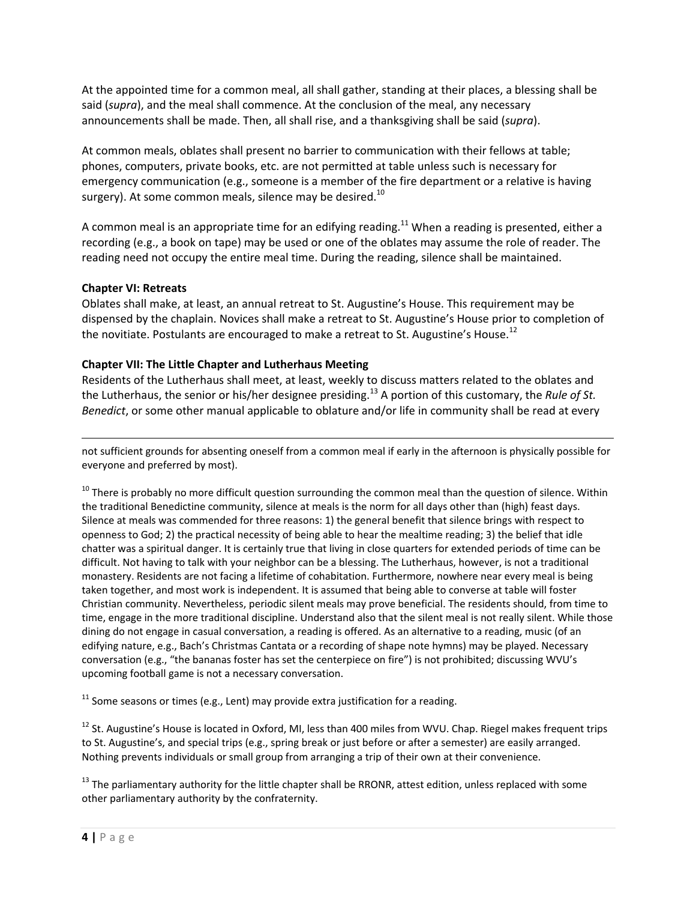At the appointed time for a common meal, all shall gather, standing at their places, a blessing shall be said (*supra*), and the meal shall commence. At the conclusion of the meal, any necessary announcements shall be made. Then, all shall rise, and a thanksgiving shall be said (*supra*).

At common meals, oblates shall present no barrier to communication with their fellows at table; phones, computers, private books, etc. are not permitted at table unless such is necessary for emergency communication (e.g., someone is a member of the fire department or a relative is having surgery). At some common meals, silence may be desired.[10]

A common meal is an appropriate time for an edifying reading.[11] When a reading is presented, either a recording (e.g., a book on tape) may be used or one of the oblates may assume the role of reader. The reading need not occupy the entire meal time. During the reading, silence shall be maintained.

**Chapter VI: Retreats**

Oblates shall make, at least, an annual retreat to St. Augustine's House. This requirement may be dispensed by the chaplain. Novices shall make a retreat to St. Augustine's House prior to completion of the novitiate. Postulants are encouraged to make a retreat to St. Augustine's House.[12]

**Chapter VII: The Little Chapter and Lutherhaus Meeting**

Residents of the Lutherhaus shall meet, at least, weekly to discuss matters related to the oblates and the Lutherhaus, the senior or his/her designee presiding.[13] A portion of this customary, the *Rule of St. Benedict*, or some other manual applicable to oblature and/or life in community shall be read at every

---

not sufficient grounds for absenting oneself from a common meal if early in the afternoon is physically possible for everyone and preferred by most).

[10] There is probably no more difficult question surrounding the common meal than the question of silence. Within the traditional Benedictine community, silence at meals is the norm for all days other than (high) feast days. Silence at meals was commended for three reasons: 1) the general benefit that silence brings with respect to openness to God; 2) the practical necessity of being able to hear the mealtime reading; 3) the belief that idle chatter was a spiritual danger. It is certainly true that living in close quarters for extended periods of time can be difficult. Not having to talk with your neighbor can be a blessing. The Lutherhaus, however, is not a traditional monastery. Residents are not facing a lifetime of cohabitation. Furthermore, nowhere near every meal is being taken together, and most work is independent. It is assumed that being able to converse at table will foster Christian community. Nevertheless, periodic silent meals may prove beneficial. The residents should, from time to time, engage in the more traditional discipline. Understand also that the silent meal is not really silent. While those dining do not engage in casual conversation, a reading is offered. As an alternative to a reading, music (of an edifying nature, e.g., Bach's Christmas Cantata or a recording of shape note hymns) may be played. Necessary conversation (e.g., "the bananas foster has set the centerpiece on fire") is not prohibited; discussing WVU's upcoming football game is not a necessary conversation.

[11] Some seasons or times (e.g., Lent) may provide extra justification for a reading.

[12] St. Augustine's House is located in Oxford, MI, less than 400 miles from WVU. Chap. Riegel makes frequent trips to St. Augustine's, and special trips (e.g., spring break or just before or after a semester) are easily arranged. Nothing prevents individuals or small group from arranging a trip of their own at their convenience.

[13] The parliamentary authority for the little chapter shall be RRONR, attest edition, unless replaced with some other parliamentary authority by the confraternity.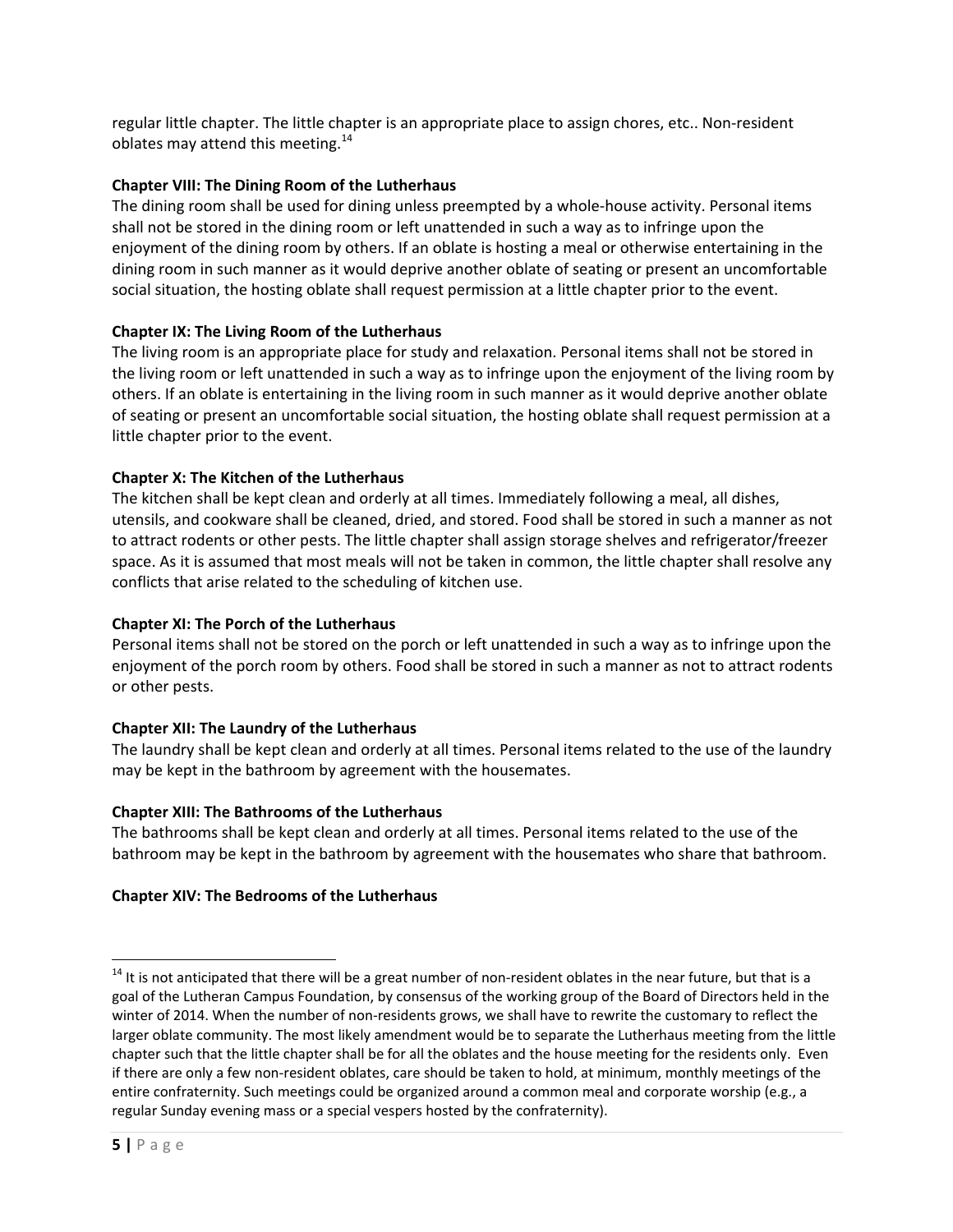regular little chapter. The little chapter is an appropriate place to assign chores, etc.. Non-resident oblates may attend this meeting.[14]

**Chapter VIII: The Dining Room of the Lutherhaus**

The dining room shall be used for dining unless preempted by a whole-house activity. Personal items shall not be stored in the dining room or left unattended in such a way as to infringe upon the enjoyment of the dining room by others. If an oblate is hosting a meal or otherwise entertaining in the dining room in such manner as it would deprive another oblate of seating or present an uncomfortable social situation, the hosting oblate shall request permission at a little chapter prior to the event.

**Chapter IX: The Living Room of the Lutherhaus**

The living room is an appropriate place for study and relaxation. Personal items shall not be stored in the living room or left unattended in such a way as to infringe upon the enjoyment of the living room by others. If an oblate is entertaining in the living room in such manner as it would deprive another oblate of seating or present an uncomfortable social situation, the hosting oblate shall request permission at a little chapter prior to the event.

**Chapter X: The Kitchen of the Lutherhaus**

The kitchen shall be kept clean and orderly at all times. Immediately following a meal, all dishes, utensils, and cookware shall be cleaned, dried, and stored. Food shall be stored in such a manner as not to attract rodents or other pests. The little chapter shall assign storage shelves and refrigerator/freezer space. As it is assumed that most meals will not be taken in common, the little chapter shall resolve any conflicts that arise related to the scheduling of kitchen use.

**Chapter XI: The Porch of the Lutherhaus**

Personal items shall not be stored on the porch or left unattended in such a way as to infringe upon the enjoyment of the porch room by others. Food shall be stored in such a manner as not to attract rodents or other pests.

**Chapter XII: The Laundry of the Lutherhaus**

The laundry shall be kept clean and orderly at all times. Personal items related to the use of the laundry may be kept in the bathroom by agreement with the housemates.

**Chapter XIII: The Bathrooms of the Lutherhaus**

The bathrooms shall be kept clean and orderly at all times. Personal items related to the use of the bathroom may be kept in the bathroom by agreement with the housemates who share that bathroom.

**Chapter XIV: The Bedrooms of the Lutherhaus**

---

[14] It is not anticipated that there will be a great number of non-resident oblates in the near future, but that is a goal of the Lutheran Campus Foundation, by consensus of the working group of the Board of Directors held in the winter of 2014. When the number of non-residents grows, we shall have to rewrite the customary to reflect the larger oblate community. The most likely amendment would be to separate the Lutherhaus meeting from the little chapter such that the little chapter shall be for all the oblates and the house meeting for the residents only. Even if there are only a few non-resident oblates, care should be taken to hold, at minimum, monthly meetings of the entire confraternity. Such meetings could be organized around a common meal and corporate worship (e.g., a regular Sunday evening mass or a special vespers hosted by the confraternity).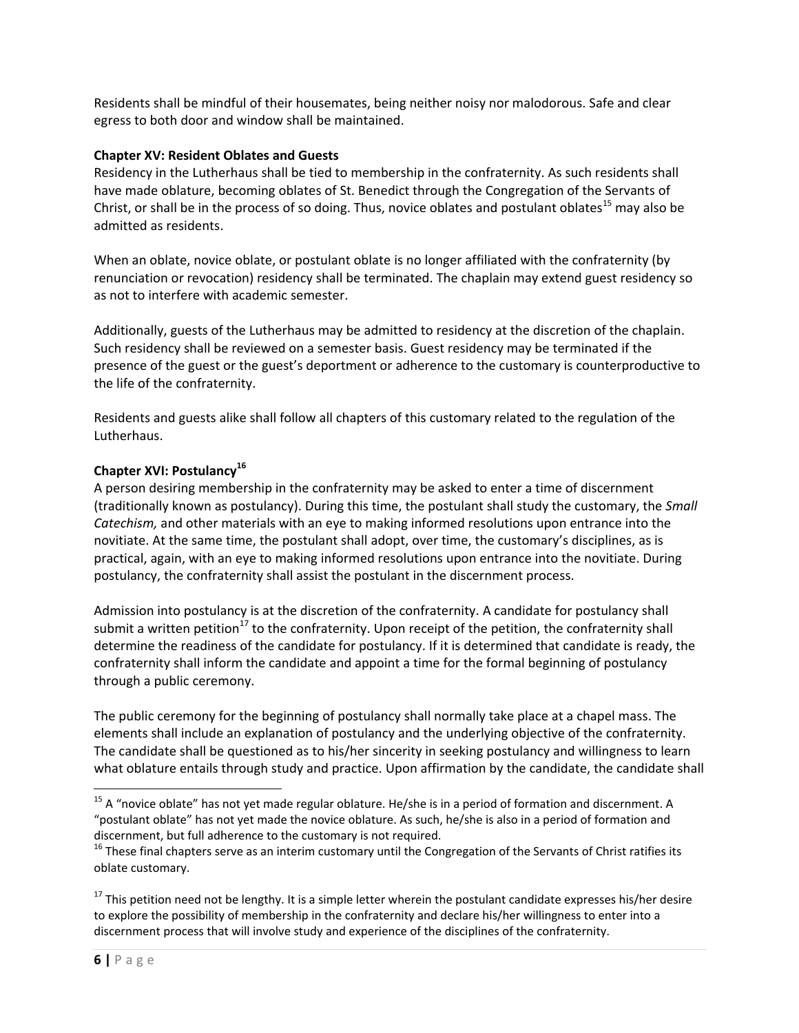Residents shall be mindful of their housemates, being neither noisy nor malodorous. Safe and clear egress to both door and window shall be maintained.

**Chapter XV: Resident Oblates and Guests**

Residency in the Lutherhaus shall be tied to membership in the confraternity. As such residents shall have made oblature, becoming oblates of St. Benedict through the Congregation of the Servants of Christ, or shall be in the process of so doing. Thus, novice oblates and postulant oblates[15] may also be admitted as residents.

When an oblate, novice oblate, or postulant oblate is no longer affiliated with the confraternity (by renunciation or revocation) residency shall be terminated. The chaplain may extend guest residency so as not to interfere with academic semester.

Additionally, guests of the Lutherhaus may be admitted to residency at the discretion of the chaplain. Such residency shall be reviewed on a semester basis. Guest residency may be terminated if the presence of the guest or the guest's deportment or adherence to the customary is counterproductive to the life of the confraternity.

Residents and guests alike shall follow all chapters of this customary related to the regulation of the Lutherhaus.

**Chapter XVI: Postulancy[16]**

A person desiring membership in the confraternity may be asked to enter a time of discernment (traditionally known as postulancy). During this time, the postulant shall study the customary, the *Small Catechism,* and other materials with an eye to making informed resolutions upon entrance into the novitiate. At the same time, the postulant shall adopt, over time, the customary's disciplines, as is practical, again, with an eye to making informed resolutions upon entrance into the novitiate. During postulancy, the confraternity shall assist the postulant in the discernment process.

Admission into postulancy is at the discretion of the confraternity. A candidate for postulancy shall submit a written petition[17] to the confraternity. Upon receipt of the petition, the confraternity shall determine the readiness of the candidate for postulancy. If it is determined that candidate is ready, the confraternity shall inform the candidate and appoint a time for the formal beginning of postulancy through a public ceremony.

The public ceremony for the beginning of postulancy shall normally take place at a chapel mass. The elements shall include an explanation of postulancy and the underlying objective of the confraternity. The candidate shall be questioned as to his/her sincerity in seeking postulancy and willingness to learn what oblature entails through study and practice. Upon affirmation by the candidate, the candidate shall

---

[15] A "novice oblate" has not yet made regular oblature. He/she is in a period of formation and discernment. A "postulant oblate" has not yet made the novice oblature. As such, he/she is also in a period of formation and discernment, but full adherence to the customary is not required.

[16] These final chapters serve as an interim customary until the Congregation of the Servants of Christ ratifies its oblate customary.

[17] This petition need not be lengthy. It is a simple letter wherein the postulant candidate expresses his/her desire to explore the possibility of membership in the confraternity and declare his/her willingness to enter into a discernment process that will involve study and experience of the disciplines of the confraternity.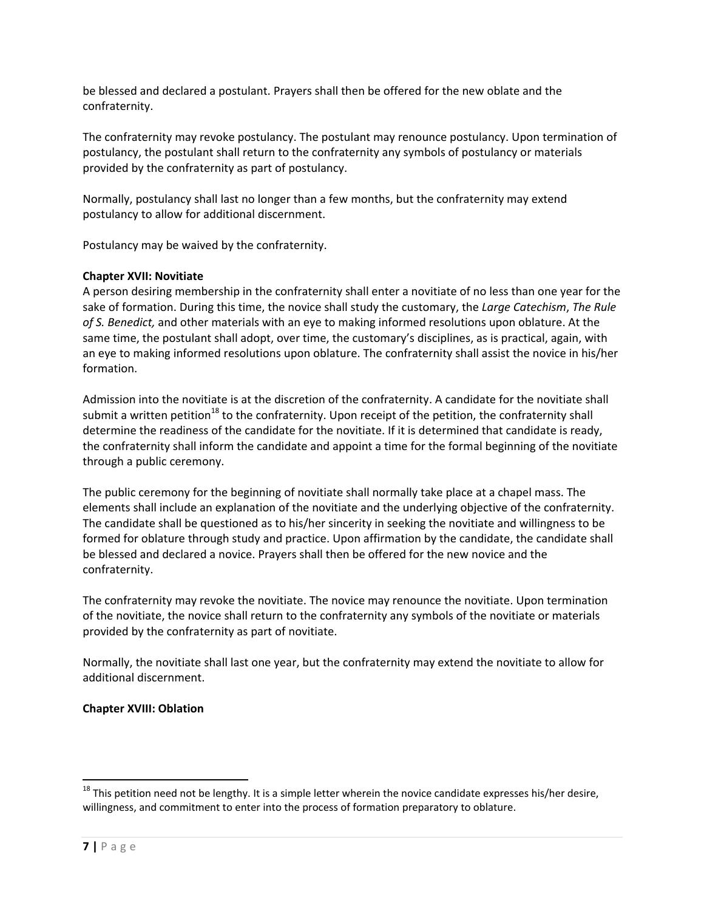be blessed and declared a postulant. Prayers shall then be offered for the new oblate and the confraternity.

The confraternity may revoke postulancy. The postulant may renounce postulancy. Upon termination of postulancy, the postulant shall return to the confraternity any symbols of postulancy or materials provided by the confraternity as part of postulancy.

Normally, postulancy shall last no longer than a few months, but the confraternity may extend postulancy to allow for additional discernment.

Postulancy may be waived by the confraternity.

**Chapter XVII: Novitiate**

A person desiring membership in the confraternity shall enter a novitiate of no less than one year for the sake of formation. During this time, the novice shall study the customary, the *Large Catechism*, *The Rule of S. Benedict,* and other materials with an eye to making informed resolutions upon oblature. At the same time, the postulant shall adopt, over time, the customary's disciplines, as is practical, again, with an eye to making informed resolutions upon oblature. The confraternity shall assist the novice in his/her formation.

Admission into the novitiate is at the discretion of the confraternity. A candidate for the novitiate shall submit a written petition[18] to the confraternity. Upon receipt of the petition, the confraternity shall determine the readiness of the candidate for the novitiate. If it is determined that candidate is ready, the confraternity shall inform the candidate and appoint a time for the formal beginning of the novitiate through a public ceremony.

The public ceremony for the beginning of novitiate shall normally take place at a chapel mass. The elements shall include an explanation of the novitiate and the underlying objective of the confraternity. The candidate shall be questioned as to his/her sincerity in seeking the novitiate and willingness to be formed for oblature through study and practice. Upon affirmation by the candidate, the candidate shall be blessed and declared a novice. Prayers shall then be offered for the new novice and the confraternity.

The confraternity may revoke the novitiate. The novice may renounce the novitiate. Upon termination of the novitiate, the novice shall return to the confraternity any symbols of the novitiate or materials provided by the confraternity as part of novitiate.

Normally, the novitiate shall last one year, but the confraternity may extend the novitiate to allow for additional discernment.

**Chapter XVIII: Oblation**

---

[18] This petition need not be lengthy. It is a simple letter wherein the novice candidate expresses his/her desire, willingness, and commitment to enter into the process of formation preparatory to oblature.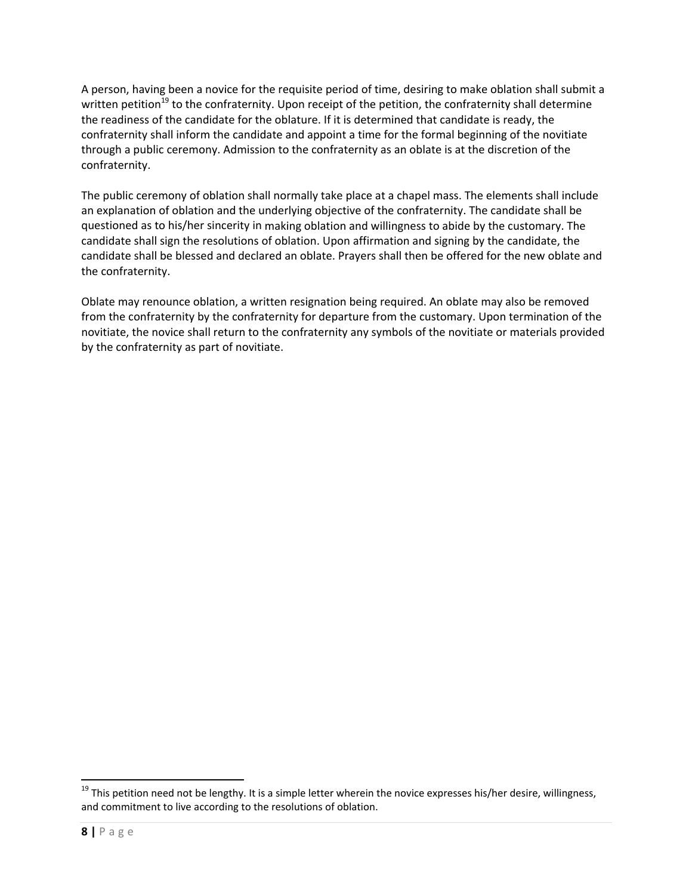A person, having been a novice for the requisite period of time, desiring to make oblation shall submit a written petition[19] to the confraternity. Upon receipt of the petition, the confraternity shall determine the readiness of the candidate for the oblature. If it is determined that candidate is ready, the confraternity shall inform the candidate and appoint a time for the formal beginning of the novitiate through a public ceremony. Admission to the confraternity as an oblate is at the discretion of the confraternity.

The public ceremony of oblation shall normally take place at a chapel mass. The elements shall include an explanation of oblation and the underlying objective of the confraternity. The candidate shall be questioned as to his/her sincerity in making oblation and willingness to abide by the customary. The candidate shall sign the resolutions of oblation. Upon affirmation and signing by the candidate, the candidate shall be blessed and declared an oblate. Prayers shall then be offered for the new oblate and the confraternity.

Oblate may renounce oblation, a written resignation being required. An oblate may also be removed from the confraternity by the confraternity for departure from the customary. Upon termination of the novitiate, the novice shall return to the confraternity any symbols of the novitiate or materials provided by the confraternity as part of novitiate.

---

[19] This petition need not be lengthy. It is a simple letter wherein the novice expresses his/her desire, willingness, and commitment to live according to the resolutions of oblation.